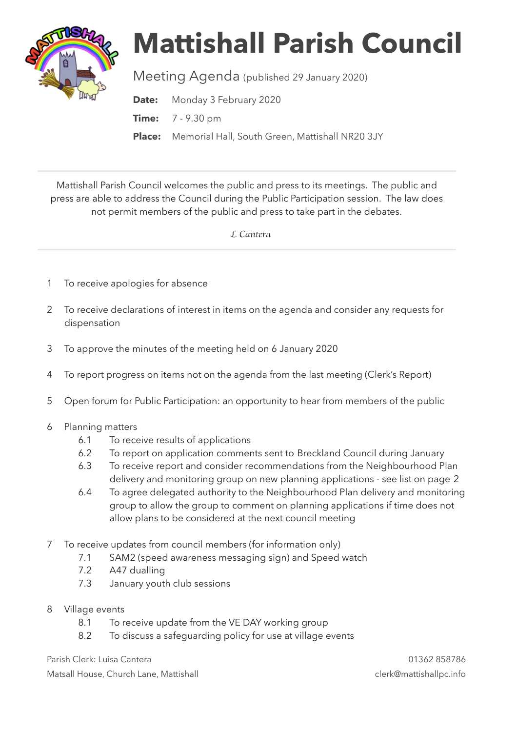# Mattishall Parish Council

Meeting Agenda (published 29 January 2020)

**Date:** Monday 3 February 2020

**Time:** 7 - 9.30 pm

**Place:** Memorial Hall, South Green, Mattishall NR20 3JY

---

Mattishall Parish Council welcomes the public and press to its meetings. The public and press are able to address the Council during the Public Participation session. The law does not permit members of the public and press to take part in the debates.

*L Cantera*

---

1 To receive apologies for absence

2 To receive declarations of interest in items on the agenda and consider any requests for dispensation

3 To approve the minutes of the meeting held on 6 January 2020

4 To report progress on items not on the agenda from the last meeting (Clerk's Report)

5 Open forum for Public Participation: an opportunity to hear from members of the public

6 Planning matters
- 6.1 To receive results of applications
- 6.2 To report on application comments sent to Breckland Council during January
- 6.3 To receive report and consider recommendations from the Neighbourhood Plan delivery and monitoring group on new planning applications - see list on page 2
- 6.4 To agree delegated authority to the Neighbourhood Plan delivery and monitoring group to allow the group to comment on planning applications if time does not allow plans to be considered at the next council meeting

7 To receive updates from council members (for information only)
- 7.1 SAM2 (speed awareness messaging sign) and Speed watch
- 7.2 A47 dualling
- 7.3 January youth club sessions

8 Village events
- 8.1 To receive update from the VE DAY working group
- 8.2 To discuss a safeguarding policy for use at village events

Parish Clerk: Luisa Cantera
Matsall House, Church Lane, Mattishall

01362 858786
clerk@mattishallpc.info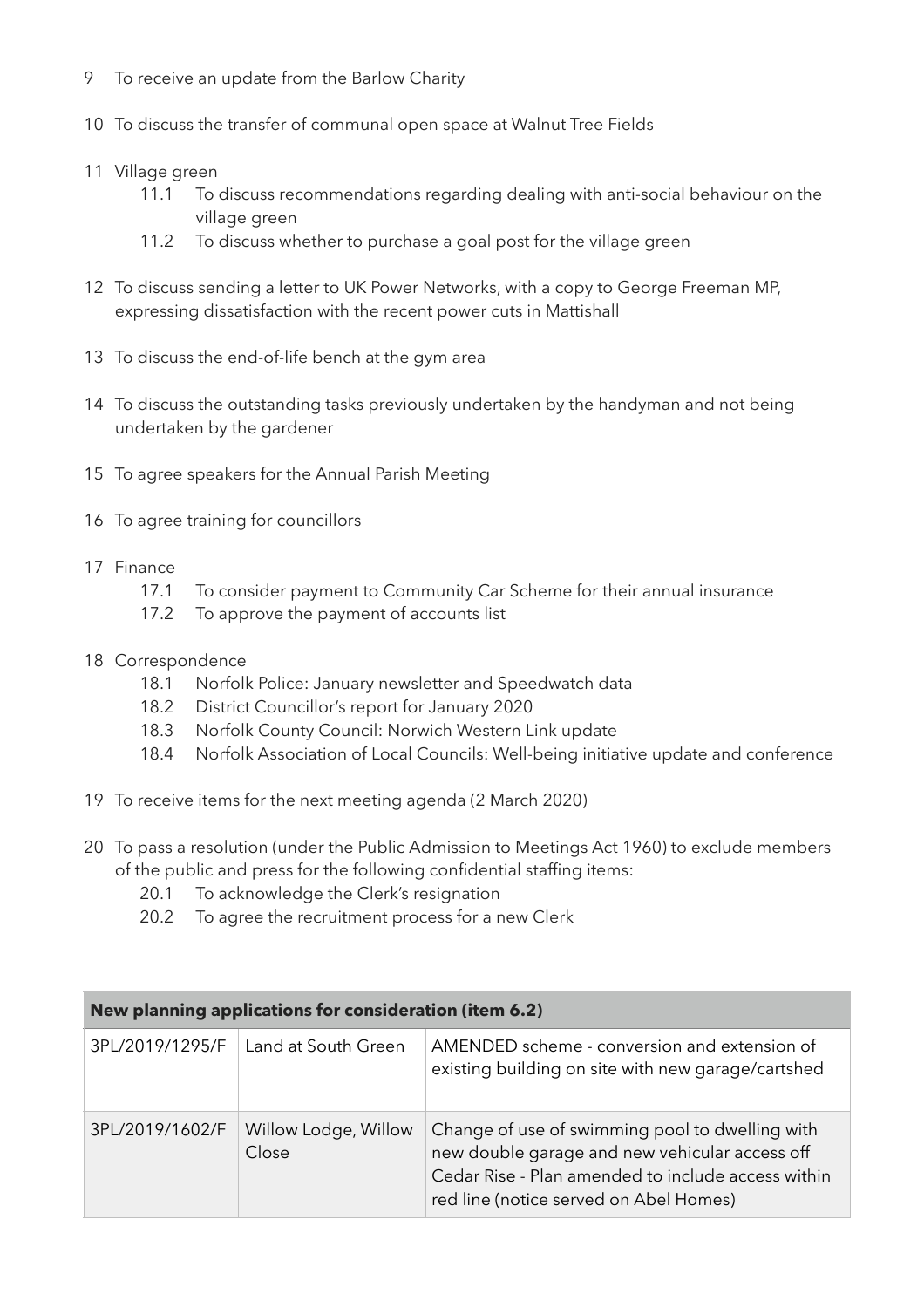9. To receive an update from the Barlow Charity

10. To discuss the transfer of communal open space at Walnut Tree Fields

11. Village green
    - 11.1 To discuss recommendations regarding dealing with anti-social behaviour on the village green
    - 11.2 To discuss whether to purchase a goal post for the village green

12. To discuss sending a letter to UK Power Networks, with a copy to George Freeman MP, expressing dissatisfaction with the recent power cuts in Mattishall

13. To discuss the end-of-life bench at the gym area

14. To discuss the outstanding tasks previously undertaken by the handyman and not being undertaken by the gardener

15. To agree speakers for the Annual Parish Meeting

16. To agree training for councillors

17. Finance
    - 17.1 To consider payment to Community Car Scheme for their annual insurance
    - 17.2 To approve the payment of accounts list

18. Correspondence
    - 18.1 Norfolk Police: January newsletter and Speedwatch data
    - 18.2 District Councillor's report for January 2020
    - 18.3 Norfolk County Council: Norwich Western Link update
    - 18.4 Norfolk Association of Local Councils: Well-being initiative update and conference

19. To receive items for the next meeting agenda (2 March 2020)

20. To pass a resolution (under the Public Admission to Meetings Act 1960) to exclude members of the public and press for the following confidential staffing items:
    - 20.1 To acknowledge the Clerk's resignation
    - 20.2 To agree the recruitment process for a new Clerk

| **New planning applications for consideration (item 6.2)** | | |
|---|---|---|
| 3PL/2019/1295/F | Land at South Green | AMENDED scheme - conversion and extension of existing building on site with new garage/cartshed |
| 3PL/2019/1602/F | Willow Lodge, Willow Close | Change of use of swimming pool to dwelling with new double garage and new vehicular access off Cedar Rise - Plan amended to include access within red line (notice served on Abel Homes) |